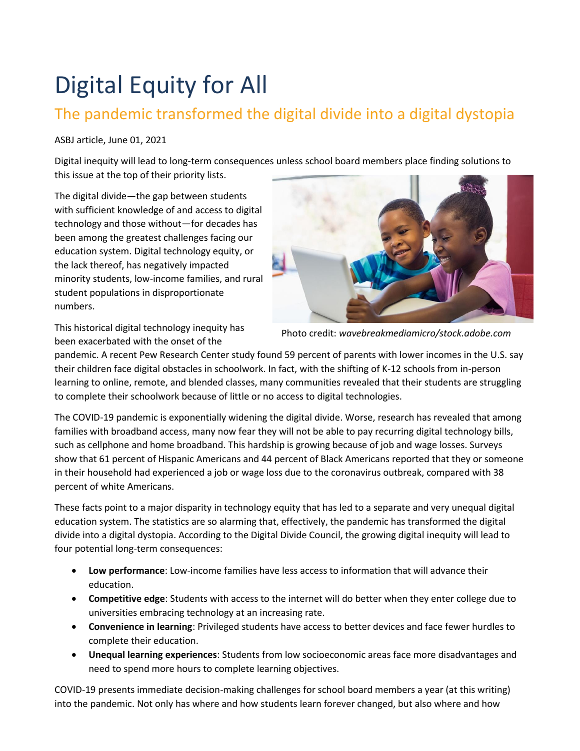# Digital Equity for All

## The pandemic transformed the digital divide into a digital dystopia

ASBJ article, June 01, 2021

Digital inequity will lead to long-term consequences unless school board members place finding solutions to this issue at the top of their priority lists.

The digital divide—the gap between students with sufficient knowledge of and access to digital technology and those without—for decades has been among the greatest challenges facing our education system. Digital technology equity, or the lack thereof, has negatively impacted minority students, low-income families, and rural student populations in disproportionate numbers.

Photo credit: *wavebreakmediamicro/stock.adobe.com*

This historical digital technology inequity has been exacerbated with the onset of the pandemic. A recent Pew Research Center study found 59 percent of parents with lower incomes in the U.S. say their children face digital obstacles in schoolwork. In fact, with the shifting of K-12 schools from in-person learning to online, remote, and blended classes, many communities revealed that their students are struggling to complete their schoolwork because of little or no access to digital technologies.

The COVID-19 pandemic is exponentially widening the digital divide. Worse, research has revealed that among families with broadband access, many now fear they will not be able to pay recurring digital technology bills, such as cellphone and home broadband. This hardship is growing because of job and wage losses. Surveys show that 61 percent of Hispanic Americans and 44 percent of Black Americans reported that they or someone in their household had experienced a job or wage loss due to the coronavirus outbreak, compared with 38 percent of white Americans.

These facts point to a major disparity in technology equity that has led to a separate and very unequal digital education system. The statistics are so alarming that, effectively, the pandemic has transformed the digital divide into a digital dystopia. According to the Digital Divide Council, the growing digital inequity will lead to four potential long-term consequences:

- **Low performance**: Low-income families have less access to information that will advance their education.
- **Competitive edge**: Students with access to the internet will do better when they enter college due to universities embracing technology at an increasing rate.
- **Convenience in learning**: Privileged students have access to better devices and face fewer hurdles to complete their education.
- **Unequal learning experiences**: Students from low socioeconomic areas face more disadvantages and need to spend more hours to complete learning objectives.

COVID-19 presents immediate decision-making challenges for school board members a year (at this writing) into the pandemic. Not only has where and how students learn forever changed, but also where and how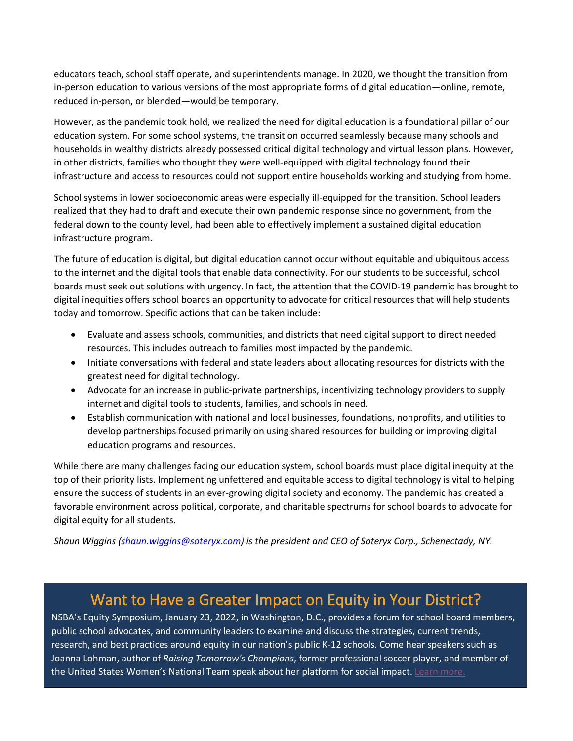educators teach, school staff operate, and superintendents manage. In 2020, we thought the transition from in-person education to various versions of the most appropriate forms of digital education—online, remote, reduced in-person, or blended—would be temporary.

However, as the pandemic took hold, we realized the need for digital education is a foundational pillar of our education system. For some school systems, the transition occurred seamlessly because many schools and households in wealthy districts already possessed critical digital technology and virtual lesson plans. However, in other districts, families who thought they were well-equipped with digital technology found their infrastructure and access to resources could not support entire households working and studying from home.

School systems in lower socioeconomic areas were especially ill-equipped for the transition. School leaders realized that they had to draft and execute their own pandemic response since no government, from the federal down to the county level, had been able to effectively implement a sustained digital education infrastructure program.

The future of education is digital, but digital education cannot occur without equitable and ubiquitous access to the internet and the digital tools that enable data connectivity. For our students to be successful, school boards must seek out solutions with urgency. In fact, the attention that the COVID-19 pandemic has brought to digital inequities offers school boards an opportunity to advocate for critical resources that will help students today and tomorrow. Specific actions that can be taken include:

- Evaluate and assess schools, communities, and districts that need digital support to direct needed resources. This includes outreach to families most impacted by the pandemic.
- Initiate conversations with federal and state leaders about allocating resources for districts with the greatest need for digital technology.
- Advocate for an increase in public-private partnerships, incentivizing technology providers to supply internet and digital tools to students, families, and schools in need.
- Establish communication with national and local businesses, foundations, nonprofits, and utilities to develop partnerships focused primarily on using shared resources for building or improving digital education programs and resources.

While there are many challenges facing our education system, school boards must place digital inequity at the top of their priority lists. Implementing unfettered and equitable access to digital technology is vital to helping ensure the success of students in an ever-growing digital society and economy. The pandemic has created a favorable environment across political, corporate, and charitable spectrums for school boards to advocate for digital equity for all students.

*Shaun Wiggins (shaun.wiggins@soteryx.com) is the president and CEO of Soteryx Corp., Schenectady, NY.*

## Want to Have a Greater Impact on Equity in Your District?

NSBA's Equity Symposium, January 23, 2022, in Washington, D.C., provides a forum for school board members, public school advocates, and community leaders to examine and discuss the strategies, current trends, research, and best practices around equity in our nation's public K-12 schools. Come hear speakers such as Joanna Lohman, author of *Raising Tomorrow's Champions*, former professional soccer player, and member of the United States Women's National Team speak about her platform for social impact. Learn more.